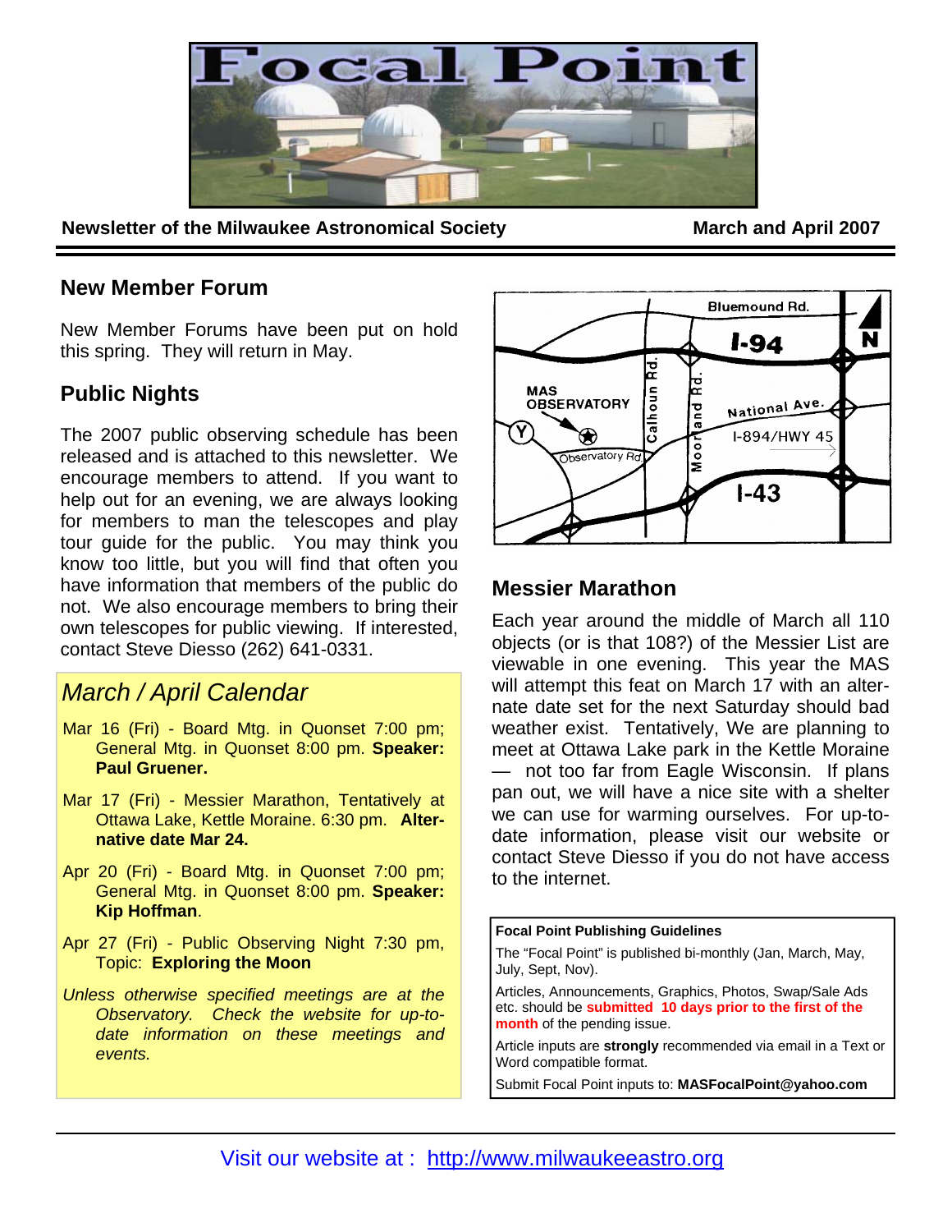# Focal Point

**Newsletter of the Milwaukee Astronomical Society** **March and April 2007**

## New Member Forum

New Member Forums have been put on hold this spring. They will return in May.

## Public Nights

The 2007 public observing schedule has been released and is attached to this newsletter. We encourage members to attend. If you want to help out for an evening, we are always looking for members to man the telescopes and play tour guide for the public. You may think you know too little, but you will find that often you have information that members of the public do not. We also encourage members to bring their own telescopes for public viewing. If interested, contact Steve Diesso (262) 641-0331.

## *March / April Calendar*

Mar 16 (Fri) - Board Mtg. in Quonset 7:00 pm; General Mtg. in Quonset 8:00 pm. **Speaker: Paul Gruener.**

Mar 17 (Fri) - Messier Marathon, Tentatively at Ottawa Lake, Kettle Moraine. 6:30 pm. **Alternative date Mar 24.**

Apr 20 (Fri) - Board Mtg. in Quonset 7:00 pm; General Mtg. in Quonset 8:00 pm. **Speaker: Kip Hoffman**.

Apr 27 (Fri) - Public Observing Night 7:30 pm, Topic: **Exploring the Moon**

*Unless otherwise specified meetings are at the Observatory. Check the website for up-to-date information on these meetings and events.*

Bluemound Rd. | I-94 | N | MAS OBSERVATORY | Calhoun Rd. | Moorland Rd. | National Ave. | I-894/HWY 45 | Observatory Rd | I-43

## Messier Marathon

Each year around the middle of March all 110 objects (or is that 108?) of the Messier List are viewable in one evening. This year the MAS will attempt this feat on March 17 with an alternate date set for the next Saturday should bad weather exist. Tentatively, We are planning to meet at Ottawa Lake park in the Kettle Moraine — not too far from Eagle Wisconsin. If plans pan out, we will have a nice site with a shelter we can use for warming ourselves. For up-to-date information, please visit our website or contact Steve Diesso if you do not have access to the internet.

**Focal Point Publishing Guidelines**

The "Focal Point" is published bi-monthly (Jan, March, May, July, Sept, Nov).

Articles, Announcements, Graphics, Photos, Swap/Sale Ads etc. should be **submitted 10 days prior to the first of the month** of the pending issue.

Article inputs are **strongly** recommended via email in a Text or Word compatible format.

Submit Focal Point inputs to: **MASFocalPoint@yahoo.com**

Visit our website at : http://www.milwaukeeastro.org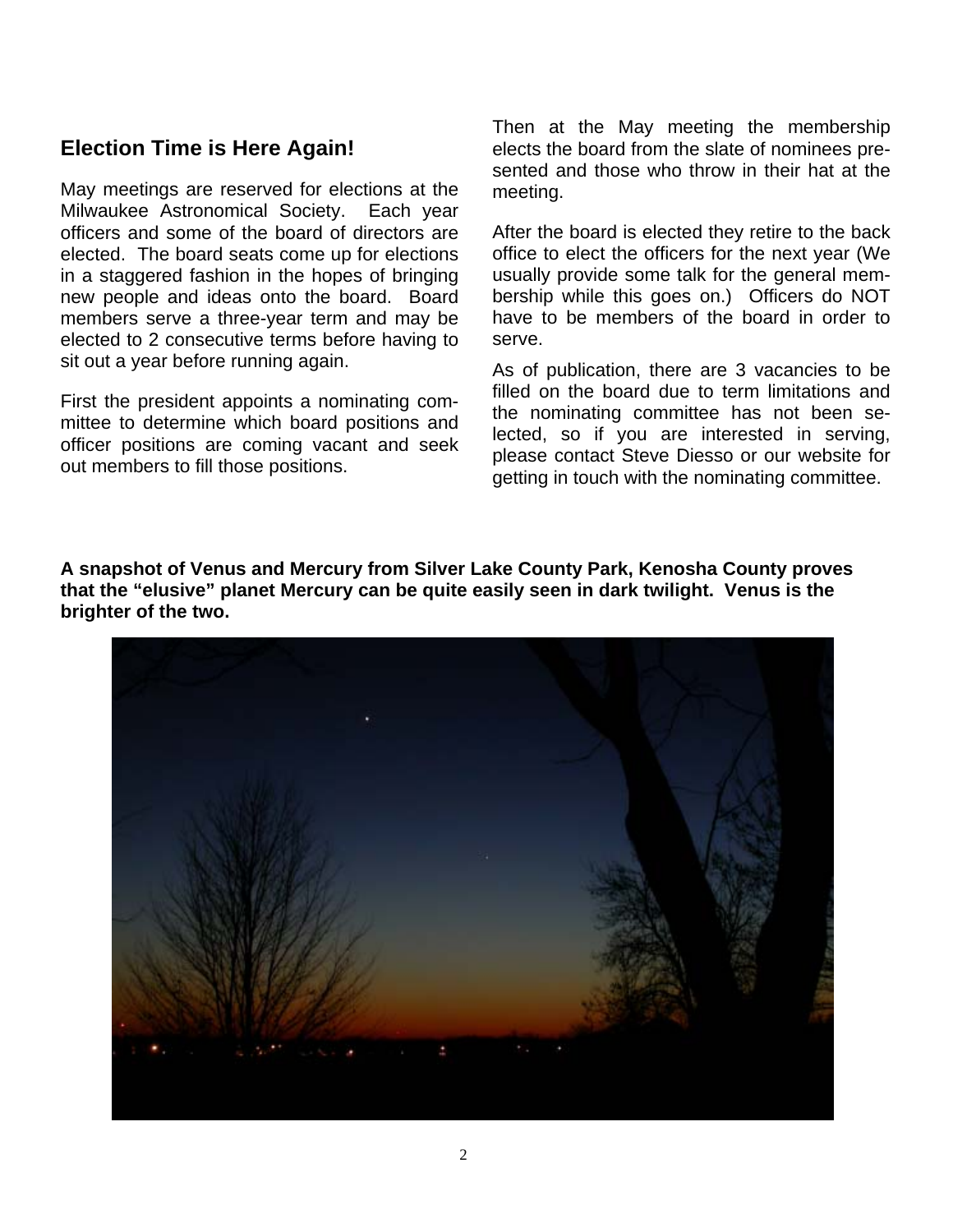## Election Time is Here Again!

May meetings are reserved for elections at the Milwaukee Astronomical Society. Each year officers and some of the board of directors are elected. The board seats come up for elections in a staggered fashion in the hopes of bringing new people and ideas onto the board. Board members serve a three-year term and may be elected to 2 consecutive terms before having to sit out a year before running again.

First the president appoints a nominating committee to determine which board positions and officer positions are coming vacant and seek out members to fill those positions.

Then at the May meeting the membership elects the board from the slate of nominees presented and those who throw in their hat at the meeting.

After the board is elected they retire to the back office to elect the officers for the next year (We usually provide some talk for the general membership while this goes on.) Officers do NOT have to be members of the board in order to serve.

As of publication, there are 3 vacancies to be filled on the board due to term limitations and the nominating committee has not been selected, so if you are interested in serving, please contact Steve Diesso or our website for getting in touch with the nominating committee.

**A snapshot of Venus and Mercury from Silver Lake County Park, Kenosha County proves that the "elusive" planet Mercury can be quite easily seen in dark twilight. Venus is the brighter of the two.**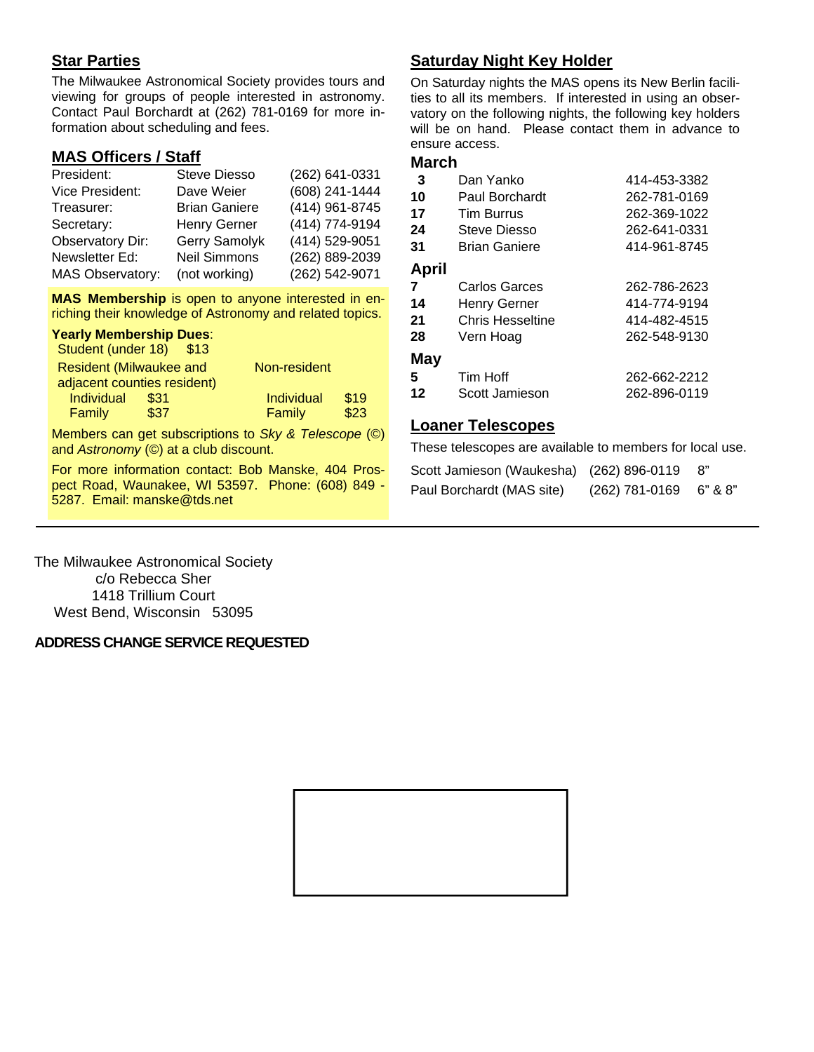## Star Parties

The Milwaukee Astronomical Society provides tours and viewing for groups of people interested in astronomy. Contact Paul Borchardt at (262) 781-0169 for more information about scheduling and fees.

## MAS Officers / Staff

| | | |
|---|---|---|
| President: | Steve Diesso | (262) 641-0331 |
| Vice President: | Dave Weier | (608) 241-1444 |
| Treasurer: | Brian Ganiere | (414) 961-8745 |
| Secretary: | Henry Gerner | (414) 774-9194 |
| Observatory Dir: | Gerry Samolyk | (414) 529-9051 |
| Newsletter Ed: | Neil Simmons | (262) 889-2039 |
| MAS Observatory: | (not working) | (262) 542-9071 |

**MAS Membership** is open to anyone interested in enriching their knowledge of Astronomy and related topics.

**Yearly Membership Dues**:

Student (under 18) $13

| Resident (Milwaukee and adjacent counties resident) | | Non-resident | |
|---|---|---|---|
| Individual | $31 | Individual | $19 |
| Family | $37 | Family | $23 |

Members can get subscriptions to *Sky & Telescope* (©) and *Astronomy* (©) at a club discount.

For more information contact: Bob Manske, 404 Prospect Road, Waunakee, WI 53597. Phone: (608) 849 - 5287. Email: manske@tds.net

## Saturday Night Key Holder

On Saturday nights the MAS opens its New Berlin facilities to all its members. If interested in using an observatory on the following nights, the following key holders will be on hand. Please contact them in advance to ensure access.

### March

| | | |
|---|---|---|
| 3 | Dan Yanko | 414-453-3382 |
| 10 | Paul Borchardt | 262-781-0169 |
| 17 | Tim Burrus | 262-369-1022 |
| 24 | Steve Diesso | 262-641-0331 |
| 31 | Brian Ganiere | 414-961-8745 |

### April

| | | |
|---|---|---|
| 7 | Carlos Garces | 262-786-2623 |
| 14 | Henry Gerner | 414-774-9194 |
| 21 | Chris Hesseltine | 414-482-4515 |
| 28 | Vern Hoag | 262-548-9130 |

### May

| | | |
|---|---|---|
| 5 | Tim Hoff | 262-662-2212 |
| 12 | Scott Jamieson | 262-896-0119 |

## Loaner Telescopes

These telescopes are available to members for local use.

| | | |
|---|---|---|
| Scott Jamieson (Waukesha) | (262) 896-0119 | 8" |
| Paul Borchardt (MAS site) | (262) 781-0169 | 6" & 8" |

---

The Milwaukee Astronomical Society
c/o Rebecca Sher
1418 Trillium Court
West Bend, Wisconsin 53095

**ADDRESS CHANGE SERVICE REQUESTED**